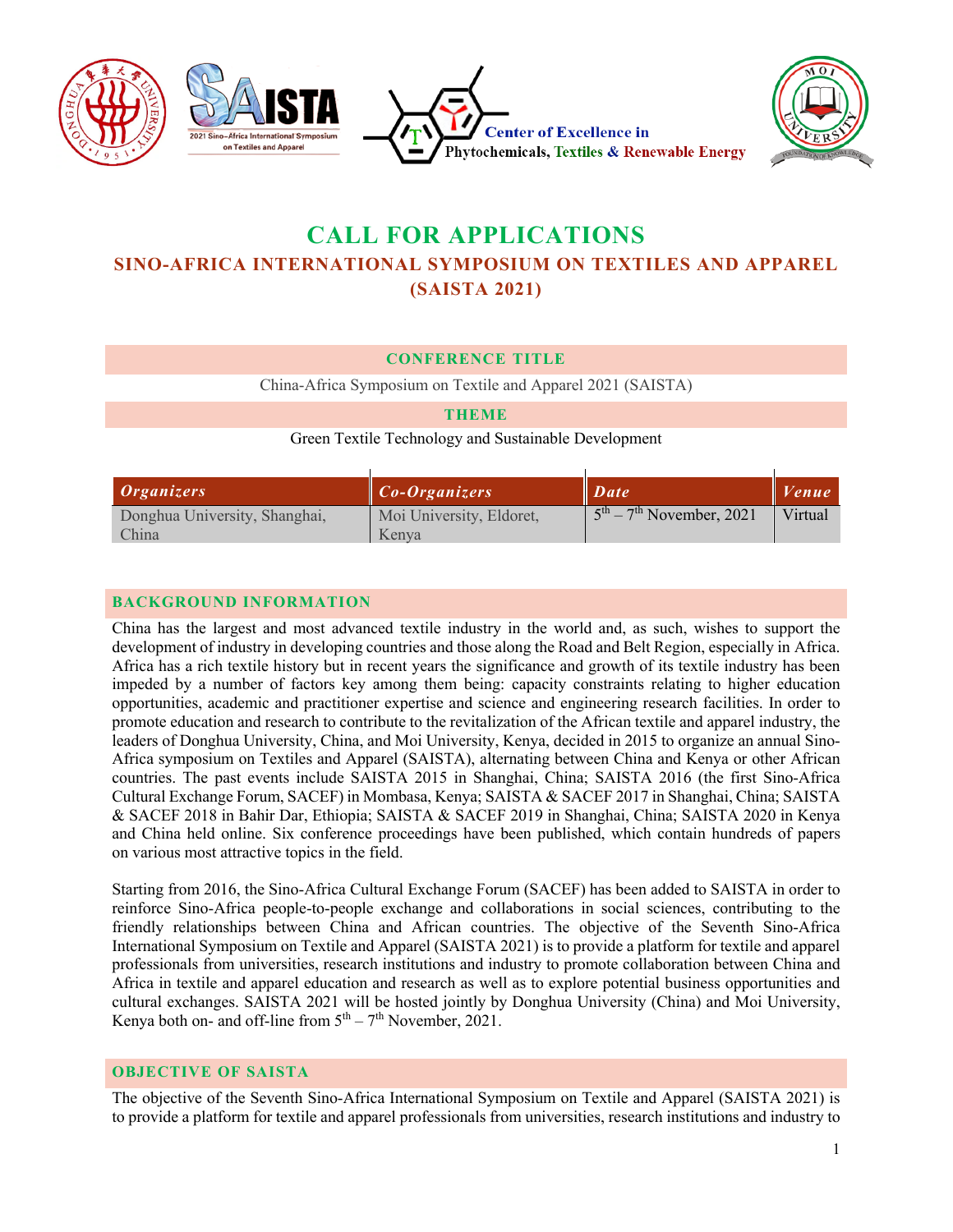Center of Excellence in Phytochemicals, Textiles & Renewable Energy

# CALL FOR APPLICATIONS

## SINO-AFRICA INTERNATIONAL SYMPOSIUM ON TEXTILES AND APPAREL (SAISTA 2021)

### CONFERENCE TITLE

China-Africa Symposium on Textile and Apparel 2021 (SAISTA)

### THEME

Green Textile Technology and Sustainable Development

| *Organizers* | *Co-Organizers* | *Date* | *Venue* |
|---|---|---|---|
| Donghua University, Shanghai, China | Moi University, Eldoret, Kenya | 5th – 7th November, 2021 | Virtual |

### BACKGROUND INFORMATION

China has the largest and most advanced textile industry in the world and, as such, wishes to support the development of industry in developing countries and those along the Road and Belt Region, especially in Africa. Africa has a rich textile history but in recent years the significance and growth of its textile industry has been impeded by a number of factors key among them being: capacity constraints relating to higher education opportunities, academic and practitioner expertise and science and engineering research facilities. In order to promote education and research to contribute to the revitalization of the African textile and apparel industry, the leaders of Donghua University, China, and Moi University, Kenya, decided in 2015 to organize an annual Sino-Africa symposium on Textiles and Apparel (SAISTA), alternating between China and Kenya or other African countries. The past events include SAISTA 2015 in Shanghai, China; SAISTA 2016 (the first Sino-Africa Cultural Exchange Forum, SACEF) in Mombasa, Kenya; SAISTA & SACEF 2017 in Shanghai, China; SAISTA & SACEF 2018 in Bahir Dar, Ethiopia; SAISTA & SACEF 2019 in Shanghai, China; SAISTA 2020 in Kenya and China held online. Six conference proceedings have been published, which contain hundreds of papers on various most attractive topics in the field.

Starting from 2016, the Sino-Africa Cultural Exchange Forum (SACEF) has been added to SAISTA in order to reinforce Sino-Africa people-to-people exchange and collaborations in social sciences, contributing to the friendly relationships between China and African countries. The objective of the Seventh Sino-Africa International Symposium on Textile and Apparel (SAISTA 2021) is to provide a platform for textile and apparel professionals from universities, research institutions and industry to promote collaboration between China and Africa in textile and apparel education and research as well as to explore potential business opportunities and cultural exchanges. SAISTA 2021 will be hosted jointly by Donghua University (China) and Moi University, Kenya both on- and off-line from 5th – 7th November, 2021.

### OBJECTIVE OF SAISTA

The objective of the Seventh Sino-Africa International Symposium on Textile and Apparel (SAISTA 2021) is to provide a platform for textile and apparel professionals from universities, research institutions and industry to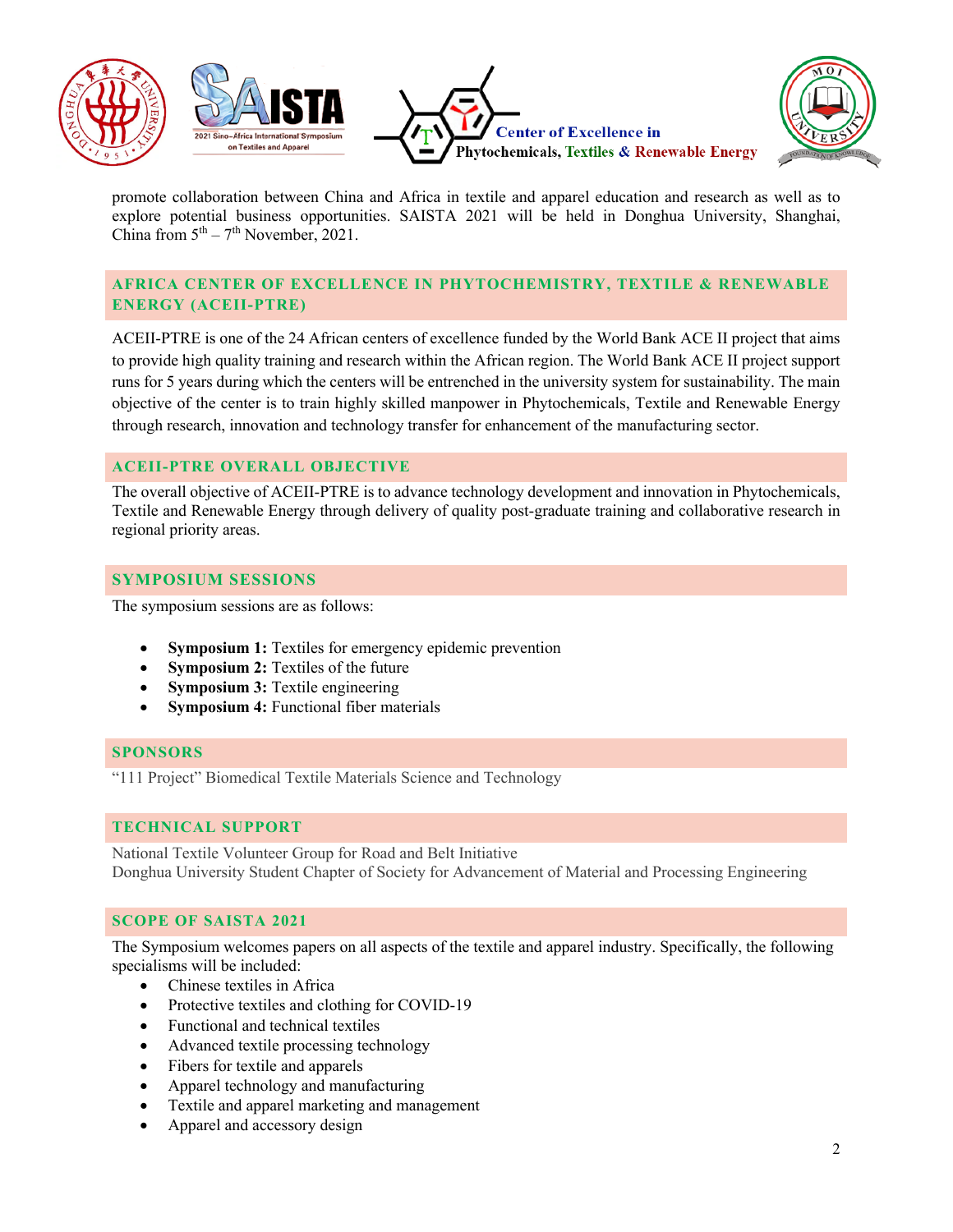promote collaboration between China and Africa in textile and apparel education and research as well as to explore potential business opportunities. SAISTA 2021 will be held in Donghua University, Shanghai, China from 5th – 7th November, 2021.

## AFRICA CENTER OF EXCELLENCE IN PHYTOCHEMISTRY, TEXTILE & RENEWABLE ENERGY (ACEII-PTRE)

ACEII-PTRE is one of the 24 African centers of excellence funded by the World Bank ACE II project that aims to provide high quality training and research within the African region. The World Bank ACE II project support runs for 5 years during which the centers will be entrenched in the university system for sustainability. The main objective of the center is to train highly skilled manpower in Phytochemicals, Textile and Renewable Energy through research, innovation and technology transfer for enhancement of the manufacturing sector.

## ACEII-PTRE OVERALL OBJECTIVE

The overall objective of ACEII-PTRE is to advance technology development and innovation in Phytochemicals, Textile and Renewable Energy through delivery of quality post-graduate training and collaborative research in regional priority areas.

## SYMPOSIUM SESSIONS

The symposium sessions are as follows:

- **Symposium 1:** Textiles for emergency epidemic prevention
- **Symposium 2:** Textiles of the future
- **Symposium 3:** Textile engineering
- **Symposium 4:** Functional fiber materials

## SPONSORS

"111 Project" Biomedical Textile Materials Science and Technology

## TECHNICAL SUPPORT

National Textile Volunteer Group for Road and Belt Initiative
Donghua University Student Chapter of Society for Advancement of Material and Processing Engineering

## SCOPE OF SAISTA 2021

The Symposium welcomes papers on all aspects of the textile and apparel industry. Specifically, the following specialisms will be included:

- Chinese textiles in Africa
- Protective textiles and clothing for COVID-19
- Functional and technical textiles
- Advanced textile processing technology
- Fibers for textile and apparels
- Apparel technology and manufacturing
- Textile and apparel marketing and management
- Apparel and accessory design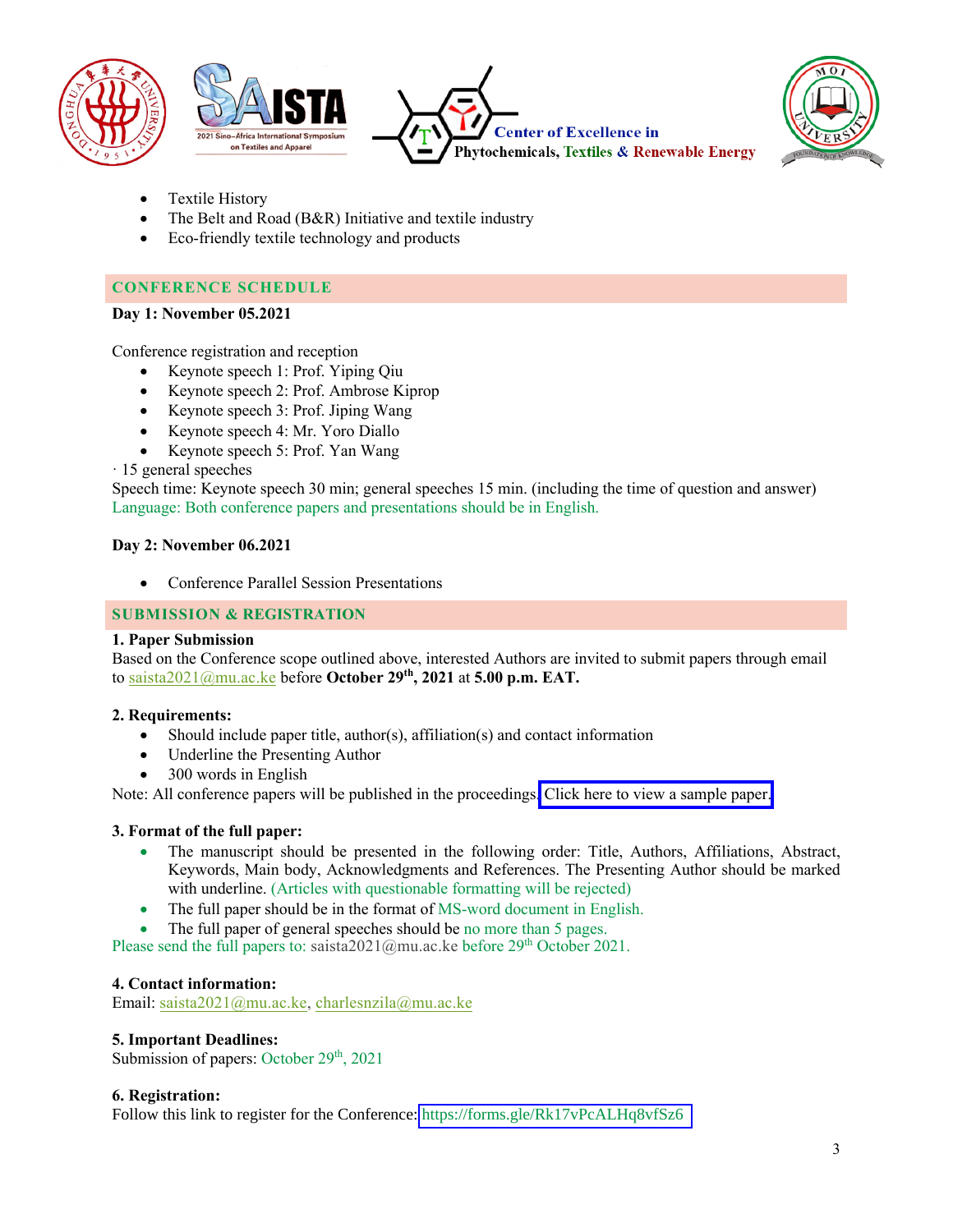- Textile History
- The Belt and Road (B&R) Initiative and textile industry
- Eco-friendly textile technology and products

## CONFERENCE SCHEDULE

**Day 1: November 05.2021**

Conference registration and reception

- Keynote speech 1: Prof. Yiping Qiu
- Keynote speech 2: Prof. Ambrose Kiprop
- Keynote speech 3: Prof. Jiping Wang
- Keynote speech 4: Mr. Yoro Diallo
- Keynote speech 5: Prof. Yan Wang

· 15 general speeches

Speech time: Keynote speech 30 min; general speeches 15 min. (including the time of question and answer)

Language: Both conference papers and presentations should be in English.

**Day 2: November 06.2021**

- Conference Parallel Session Presentations

## SUBMISSION & REGISTRATION

**1. Paper Submission**

Based on the Conference scope outlined above, interested Authors are invited to submit papers through email to saista2021@mu.ac.ke before **October 29th, 2021** at **5.00 p.m. EAT.**

**2. Requirements:**

- Should include paper title, author(s), affiliation(s) and contact information
- Underline the Presenting Author
- 300 words in English

Note: All conference papers will be published in the proceedings. Click here to view a sample paper.

**3. Format of the full paper:**

- The manuscript should be presented in the following order: Title, Authors, Affiliations, Abstract, Keywords, Main body, Acknowledgments and References. The Presenting Author should be marked with underline. (Articles with questionable formatting will be rejected)
- The full paper should be in the format of MS-word document in English.
- The full paper of general speeches should be no more than 5 pages.

Please send the full papers to: saista2021@mu.ac.ke before 29th October 2021.

**4. Contact information:**

Email: saista2021@mu.ac.ke, charlesnzila@mu.ac.ke

**5. Important Deadlines:**

Submission of papers: October 29th, 2021

**6. Registration:**

Follow this link to register for the Conference: https://forms.gle/Rk17vPcALHq8vfSz6